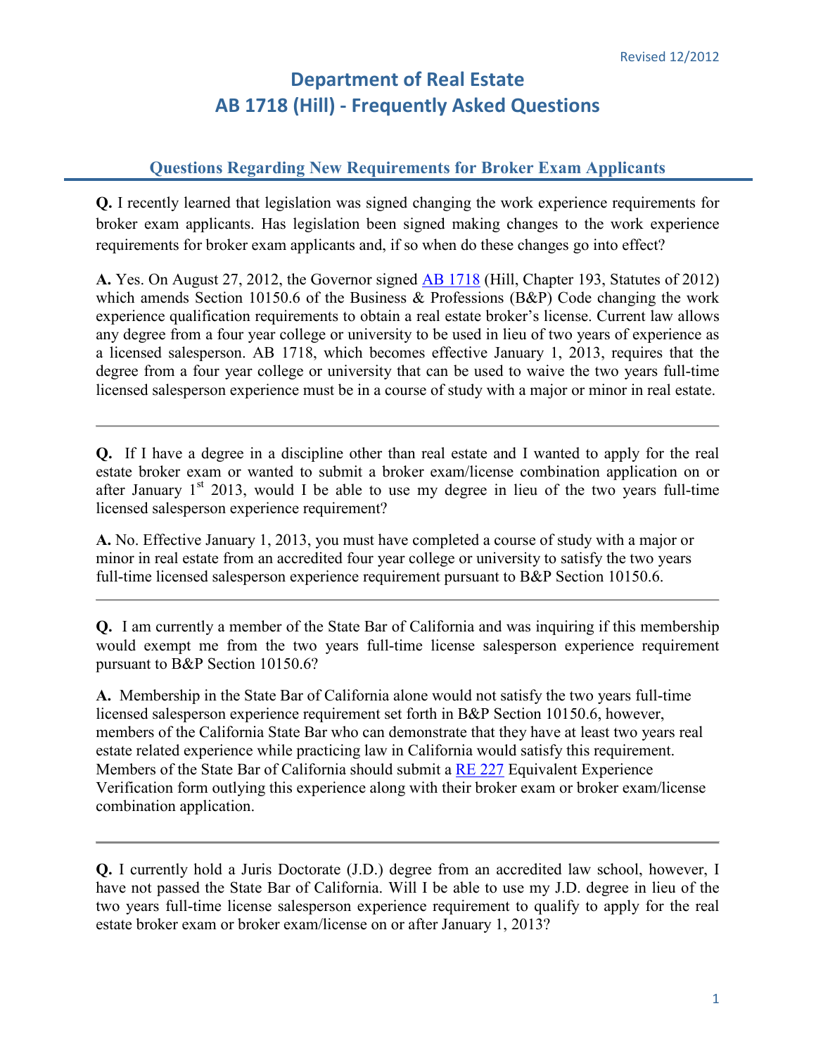Revised 12/2012

# Department of Real Estate
# AB 1718 (Hill) - Frequently Asked Questions

## Questions Regarding New Requirements for Broker Exam Applicants

**Q.** I recently learned that legislation was signed changing the work experience requirements for broker exam applicants. Has legislation been signed making changes to the work experience requirements for broker exam applicants and, if so when do these changes go into effect?

**A.** Yes. On August 27, 2012, the Governor signed AB 1718 (Hill, Chapter 193, Statutes of 2012) which amends Section 10150.6 of the Business & Professions (B&P) Code changing the work experience qualification requirements to obtain a real estate broker's license. Current law allows any degree from a four year college or university to be used in lieu of two years of experience as a licensed salesperson. AB 1718, which becomes effective January 1, 2013, requires that the degree from a four year college or university that can be used to waive the two years full-time licensed salesperson experience must be in a course of study with a major or minor in real estate.

---

**Q.** If I have a degree in a discipline other than real estate and I wanted to apply for the real estate broker exam or wanted to submit a broker exam/license combination application on or after January 1st 2013, would I be able to use my degree in lieu of the two years full-time licensed salesperson experience requirement?

**A.** No. Effective January 1, 2013, you must have completed a course of study with a major or minor in real estate from an accredited four year college or university to satisfy the two years full-time licensed salesperson experience requirement pursuant to B&P Section 10150.6.

---

**Q.** I am currently a member of the State Bar of California and was inquiring if this membership would exempt me from the two years full-time license salesperson experience requirement pursuant to B&P Section 10150.6?

**A.** Membership in the State Bar of California alone would not satisfy the two years full-time licensed salesperson experience requirement set forth in B&P Section 10150.6, however, members of the California State Bar who can demonstrate that they have at least two years real estate related experience while practicing law in California would satisfy this requirement. Members of the State Bar of California should submit a RE 227 Equivalent Experience Verification form outlying this experience along with their broker exam or broker exam/license combination application.

---

**Q.** I currently hold a Juris Doctorate (J.D.) degree from an accredited law school, however, I have not passed the State Bar of California. Will I be able to use my J.D. degree in lieu of the two years full-time license salesperson experience requirement to qualify to apply for the real estate broker exam or broker exam/license on or after January 1, 2013?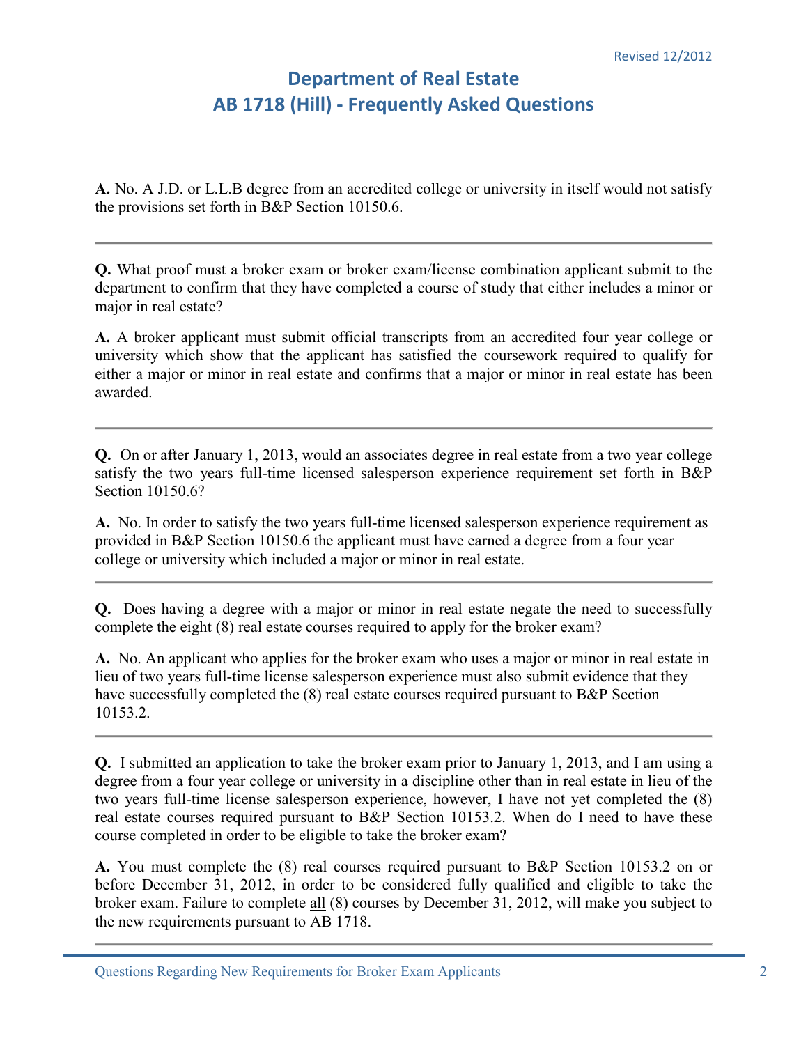**A.** No. A J.D. or L.L.B degree from an accredited college or university in itself would <u>not</u> satisfy the provisions set forth in B&P Section 10150.6.

---

**Q.** What proof must a broker exam or broker exam/license combination applicant submit to the department to confirm that they have completed a course of study that either includes a minor or major in real estate?

**A.** A broker applicant must submit official transcripts from an accredited four year college or university which show that the applicant has satisfied the coursework required to qualify for either a major or minor in real estate and confirms that a major or minor in real estate has been awarded.

---

**Q.** On or after January 1, 2013, would an associates degree in real estate from a two year college satisfy the two years full-time licensed salesperson experience requirement set forth in B&P Section 10150.6?

**A.** No. In order to satisfy the two years full-time licensed salesperson experience requirement as provided in B&P Section 10150.6 the applicant must have earned a degree from a four year college or university which included a major or minor in real estate.

---

**Q.** Does having a degree with a major or minor in real estate negate the need to successfully complete the eight (8) real estate courses required to apply for the broker exam?

**A.** No. An applicant who applies for the broker exam who uses a major or minor in real estate in lieu of two years full-time license salesperson experience must also submit evidence that they have successfully completed the (8) real estate courses required pursuant to B&P Section 10153.2.

---

**Q.** I submitted an application to take the broker exam prior to January 1, 2013, and I am using a degree from a four year college or university in a discipline other than in real estate in lieu of the two years full-time license salesperson experience, however, I have not yet completed the (8) real estate courses required pursuant to B&P Section 10153.2. When do I need to have these course completed in order to be eligible to take the broker exam?

**A.** You must complete the (8) real courses required pursuant to B&P Section 10153.2 on or before December 31, 2012, in order to be considered fully qualified and eligible to take the broker exam. Failure to complete <u>all</u> (8) courses by December 31, 2012, will make you subject to the new requirements pursuant to AB 1718.

---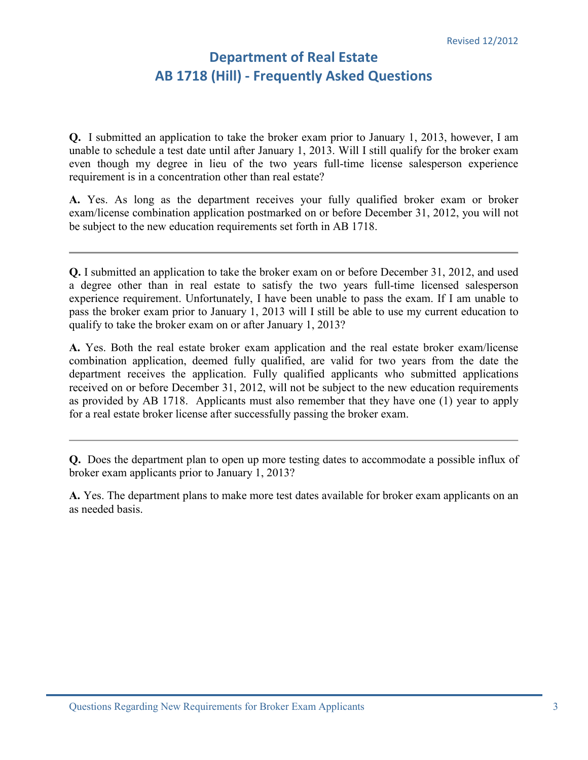Revised 12/2012

# Department of Real Estate
## AB 1718 (Hill) - Frequently Asked Questions

**Q.** I submitted an application to take the broker exam prior to January 1, 2013, however, I am unable to schedule a test date until after January 1, 2013. Will I still qualify for the broker exam even though my degree in lieu of the two years full-time license salesperson experience requirement is in a concentration other than real estate?

**A.** Yes. As long as the department receives your fully qualified broker exam or broker exam/license combination application postmarked on or before December 31, 2012, you will not be subject to the new education requirements set forth in AB 1718.

---

**Q.** I submitted an application to take the broker exam on or before December 31, 2012, and used a degree other than in real estate to satisfy the two years full-time licensed salesperson experience requirement. Unfortunately, I have been unable to pass the exam. If I am unable to pass the broker exam prior to January 1, 2013 will I still be able to use my current education to qualify to take the broker exam on or after January 1, 2013?

**A.** Yes. Both the real estate broker exam application and the real estate broker exam/license combination application, deemed fully qualified, are valid for two years from the date the department receives the application. Fully qualified applicants who submitted applications received on or before December 31, 2012, will not be subject to the new education requirements as provided by AB 1718. Applicants must also remember that they have one (1) year to apply for a real estate broker license after successfully passing the broker exam.

---

**Q.** Does the department plan to open up more testing dates to accommodate a possible influx of broker exam applicants prior to January 1, 2013?

**A.** Yes. The department plans to make more test dates available for broker exam applicants on an as needed basis.